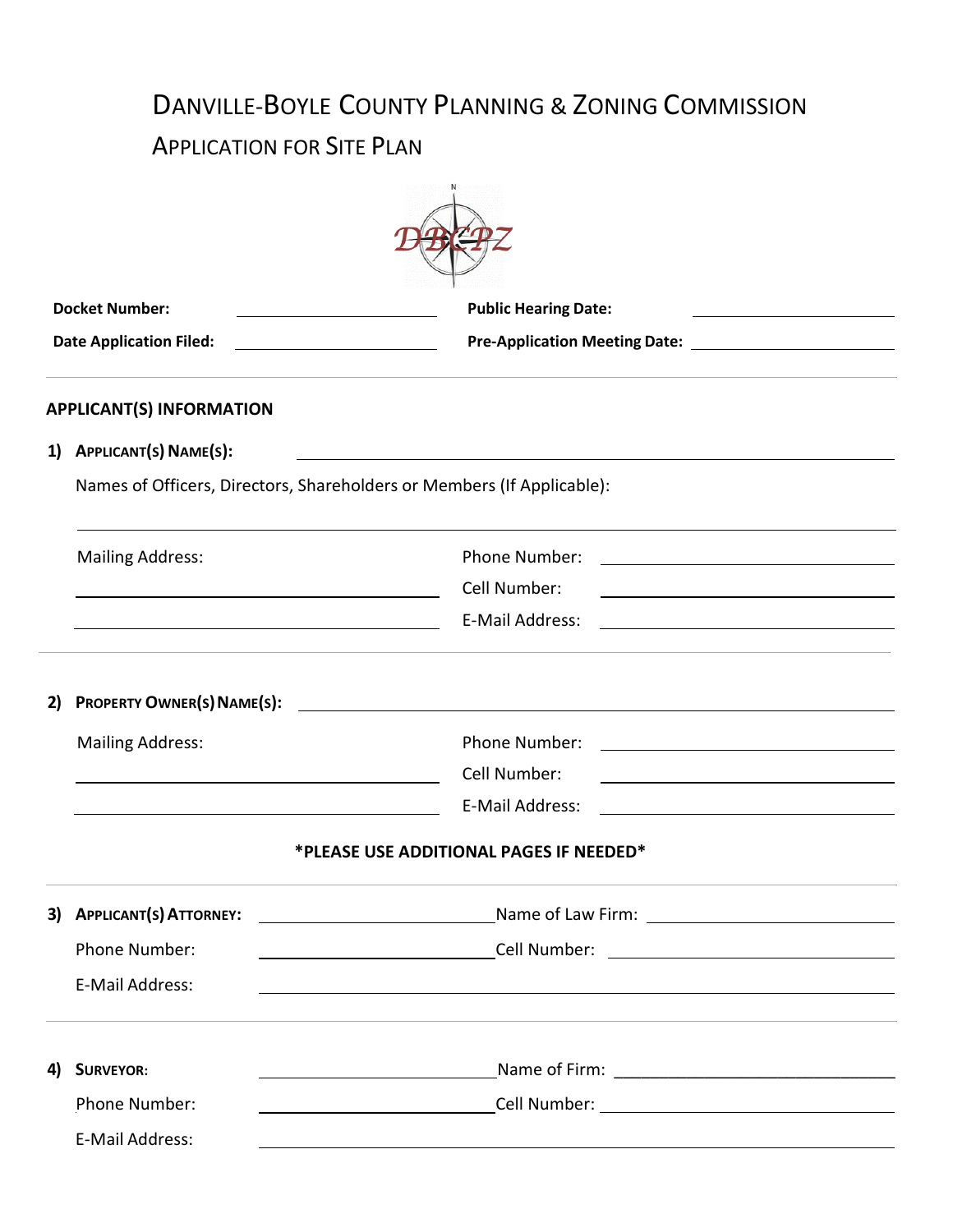# Danville-Boyle County Planning & Zoning Commission

## Application for Site Plan

**Docket Number:** ____________________ **Public Hearing Date:** ____________________

**Date Application Filed:** ____________________ **Pre-Application Meeting Date:** ____________________

---

### APPLICANT(S) INFORMATION

**1) Applicant(s) Name(s):** ________________________________________

Names of Officers, Directors, Shareholders or Members (If Applicable):

________________________________________

Mailing Address: ____________________

____________________

Phone Number: ____________________

Cell Number: ____________________

E-Mail Address: ____________________

---

**2) Property Owner(s) Name(s):** ________________________________________

Mailing Address: ____________________

____________________

Phone Number: ____________________

Cell Number: ____________________

E-Mail Address: ____________________

**\*PLEASE USE ADDITIONAL PAGES IF NEEDED\***

---

**3) Applicant(s) Attorney:** ____________________ Name of Law Firm: ____________________

Phone Number: ____________________ Cell Number: ____________________

E-Mail Address: ________________________________________

---

**4) Surveyor:** ____________________ Name of Firm: ____________________

Phone Number: ____________________ Cell Number: ____________________

E-Mail Address: ________________________________________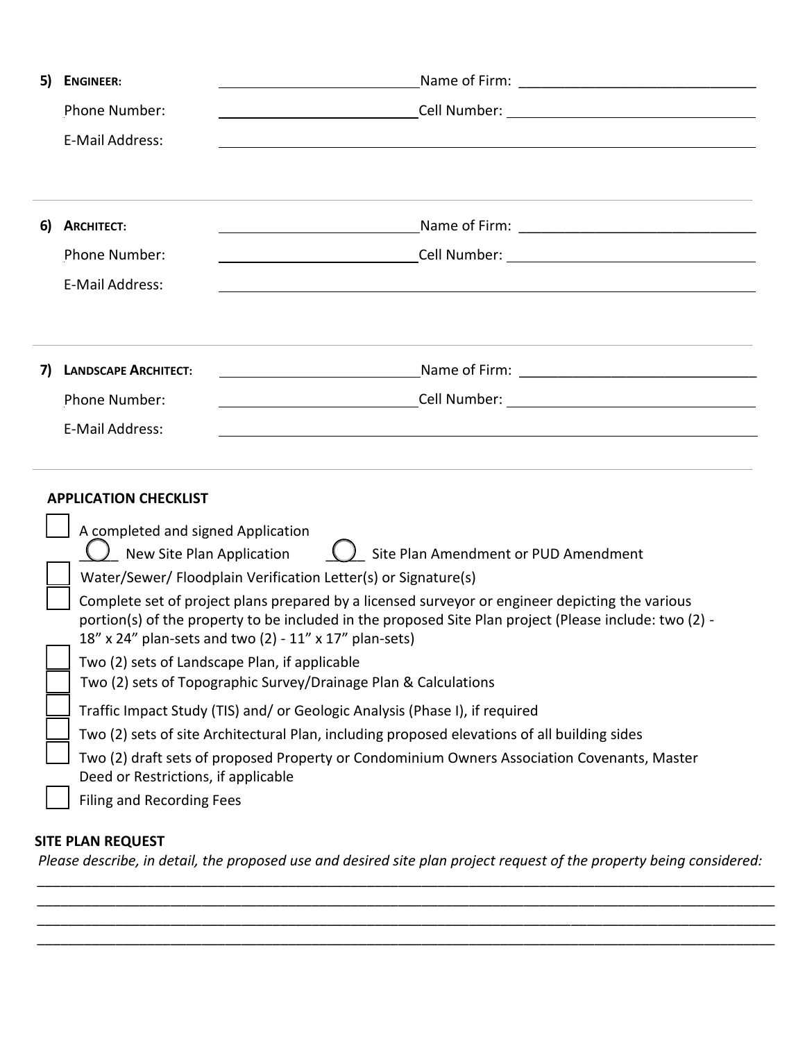**5) ENGINEER:** ______________________ Name of Firm: ______________________

Phone Number: ______________________ Cell Number: ______________________

E-Mail Address: ____________________________________________

**6) ARCHITECT:** ______________________ Name of Firm: ______________________

Phone Number: ______________________ Cell Number: ______________________

E-Mail Address: ____________________________________________

**7) LANDSCAPE ARCHITECT:** ______________________ Name of Firm: ______________________

Phone Number: ______________________ Cell Number: ______________________

E-Mail Address: ____________________________________________

## APPLICATION CHECKLIST

- [ ] A completed and signed Application
  - ◯ New Site Plan Application ◯ Site Plan Amendment or PUD Amendment
- [ ] Water/Sewer/ Floodplain Verification Letter(s) or Signature(s)
- [ ] Complete set of project plans prepared by a licensed surveyor or engineer depicting the various portion(s) of the property to be included in the proposed Site Plan project (Please include: two (2) - 18" x 24" plan-sets and two (2) - 11" x 17" plan-sets)
- [ ] Two (2) sets of Landscape Plan, if applicable
- [ ] Two (2) sets of Topographic Survey/Drainage Plan & Calculations
- [ ] Traffic Impact Study (TIS) and/ or Geologic Analysis (Phase I), if required
- [ ] Two (2) sets of site Architectural Plan, including proposed elevations of all building sides
- [ ] Two (2) draft sets of proposed Property or Condominium Owners Association Covenants, Master Deed or Restrictions, if applicable
- [ ] Filing and Recording Fees

## SITE PLAN REQUEST

*Please describe, in detail, the proposed use and desired site plan project request of the property being considered:*

____________________________________________________________________________________________

____________________________________________________________________________________________

____________________________________________________________________________________________

____________________________________________________________________________________________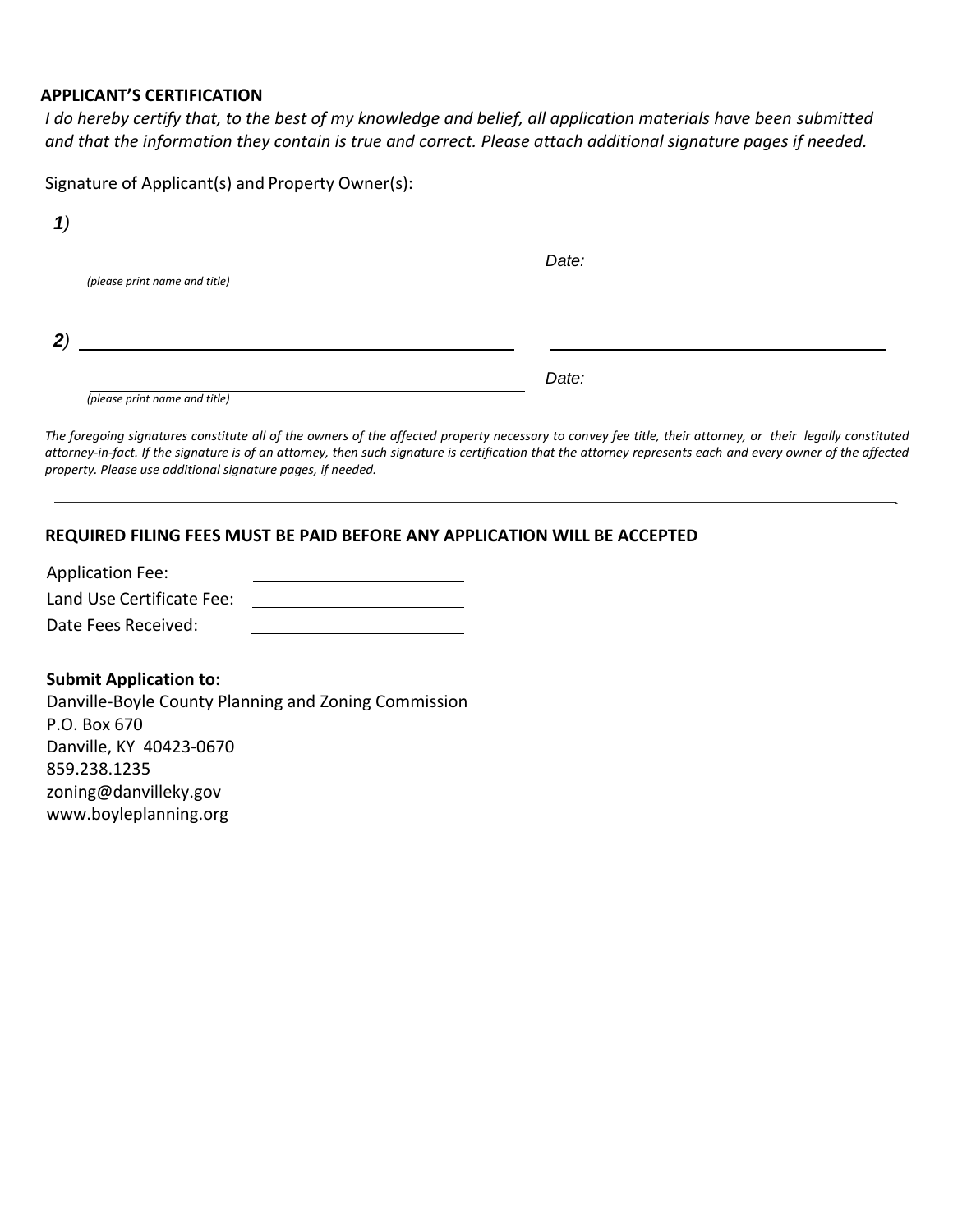**APPLICANT'S CERTIFICATION**

*I do hereby certify that, to the best of my knowledge and belief, all application materials have been submitted and that the information they contain is true and correct. Please attach additional signature pages if needed.*

Signature of Applicant(s) and Property Owner(s):

***1)*** ______________________________________ ______________________________________

______________________________________ *Date:*
*(please print name and title)*

***2)*** ______________________________________ ______________________________________

______________________________________ *Date:*
*(please print name and title)*

*The foregoing signatures constitute all of the owners of the affected property necessary to convey fee title, their attorney, or their legally constituted attorney-in-fact. If the signature is of an attorney, then such signature is certification that the attorney represents each and every owner of the affected property. Please use additional signature pages, if needed.*

---

**REQUIRED FILING FEES MUST BE PAID BEFORE ANY APPLICATION WILL BE ACCEPTED**

Application Fee: ____________________

Land Use Certificate Fee: ____________________

Date Fees Received: ____________________

**Submit Application to:**

Danville-Boyle County Planning and Zoning Commission
P.O. Box 670
Danville, KY 40423-0670
859.238.1235
zoning@danvilleky.gov
www.boyleplanning.org